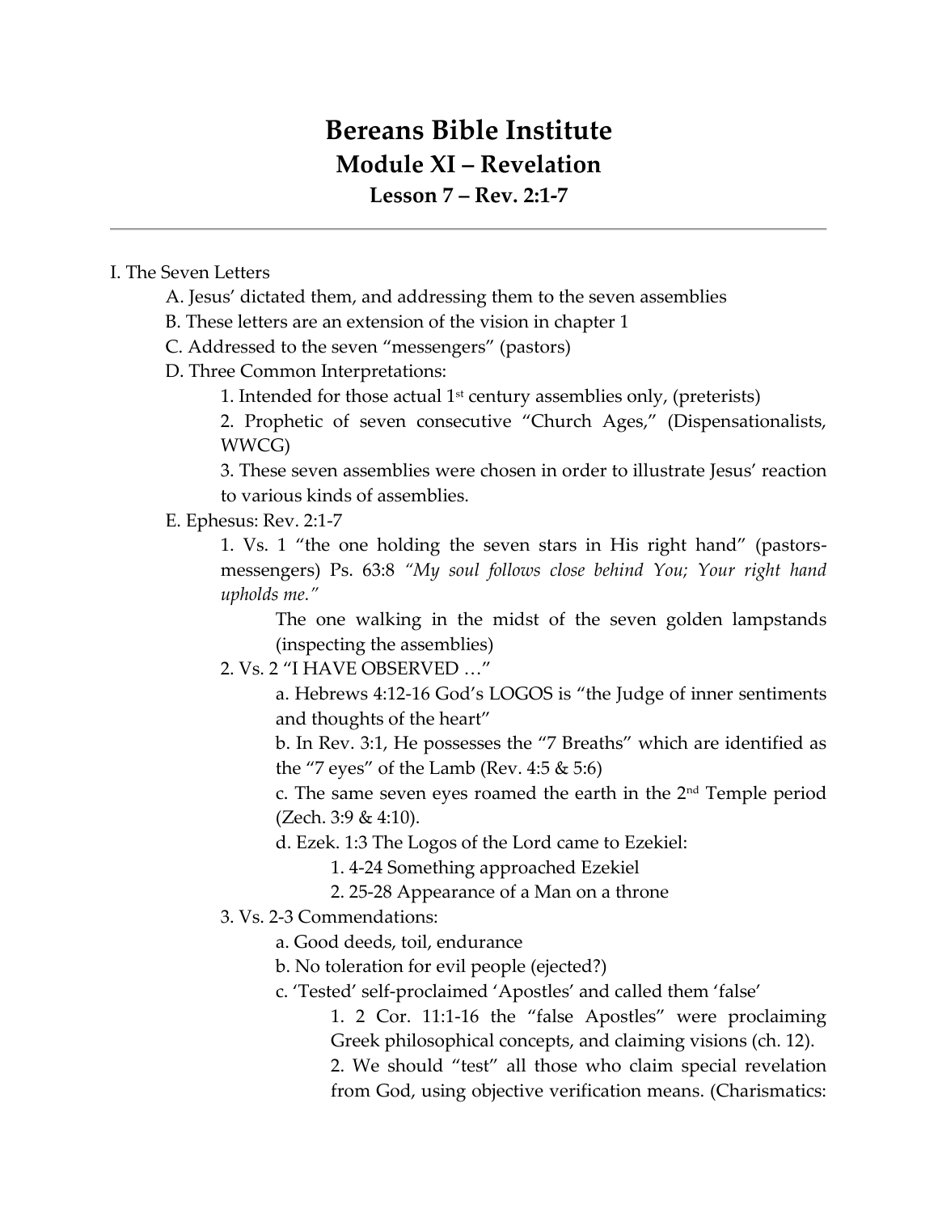# Bereans Bible Institute

## Module XI – Revelation

### Lesson 7 – Rev. 2:1-7

---

I. The Seven Letters

- A. Jesus' dictated them, and addressing them to the seven assemblies
- B. These letters are an extension of the vision in chapter 1
- C. Addressed to the seven "messengers" (pastors)
- D. Three Common Interpretations:
  1. Intended for those actual 1st century assemblies only, (preterists)
  2. Prophetic of seven consecutive "Church Ages," (Dispensationalists, WWCG)
  3. These seven assemblies were chosen in order to illustrate Jesus' reaction to various kinds of assemblies.
- E. Ephesus: Rev. 2:1-7
  1. Vs. 1 "the one holding the seven stars in His right hand" (pastors-messengers) Ps. 63:8 *"My soul follows close behind You; Your right hand upholds me."*

     The one walking in the midst of the seven golden lampstands (inspecting the assemblies)
  2. Vs. 2 "I HAVE OBSERVED …"
     - a. Hebrews 4:12-16 God's LOGOS is "the Judge of inner sentiments and thoughts of the heart"
     - b. In Rev. 3:1, He possesses the "7 Breaths" which are identified as the "7 eyes" of the Lamb (Rev. 4:5 & 5:6)
     - c. The same seven eyes roamed the earth in the 2nd Temple period (Zech. 3:9 & 4:10).
     - d. Ezek. 1:3 The Logos of the Lord came to Ezekiel:
       1. 4-24 Something approached Ezekiel
       2. 25-28 Appearance of a Man on a throne
  3. Vs. 2-3 Commendations:
     - a. Good deeds, toil, endurance
     - b. No toleration for evil people (ejected?)
     - c. 'Tested' self-proclaimed 'Apostles' and called them 'false'
       1. 2 Cor. 11:1-16 the "false Apostles" were proclaiming Greek philosophical concepts, and claiming visions (ch. 12).
       2. We should "test" all those who claim special revelation from God, using objective verification means. (Charismatics: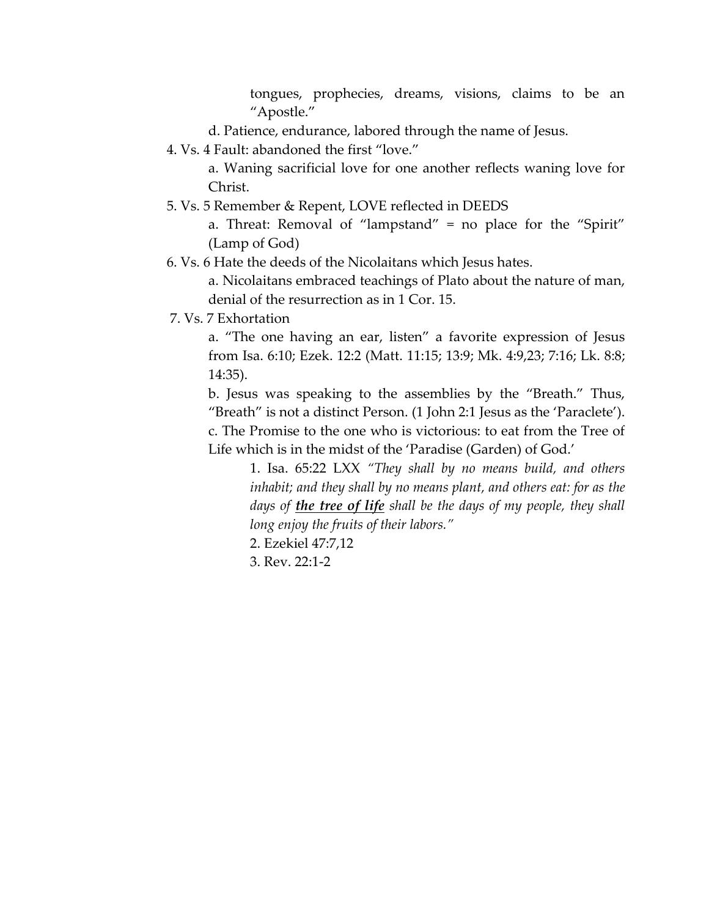tongues, prophecies, dreams, visions, claims to be an "Apostle."

   d. Patience, endurance, labored through the name of Jesus.

4. Vs. 4 Fault: abandoned the first "love."
   a. Waning sacrificial love for one another reflects waning love for Christ.

5. Vs. 5 Remember & Repent, LOVE reflected in DEEDS
   a. Threat: Removal of "lampstand" = no place for the "Spirit" (Lamp of God)

6. Vs. 6 Hate the deeds of the Nicolaitans which Jesus hates.
   a. Nicolaitans embraced teachings of Plato about the nature of man, denial of the resurrection as in 1 Cor. 15.

7. Vs. 7 Exhortation
   a. "The one having an ear, listen" a favorite expression of Jesus from Isa. 6:10; Ezek. 12:2 (Matt. 11:15; 13:9; Mk. 4:9,23; 7:16; Lk. 8:8; 14:35).
   b. Jesus was speaking to the assemblies by the "Breath." Thus, "Breath" is not a distinct Person. (1 John 2:1 Jesus as the 'Paraclete').
   c. The Promise to the one who is victorious: to eat from the Tree of Life which is in the midst of the 'Paradise (Garden) of God.'
      1. Isa. 65:22 LXX *"They shall by no means build, and others inhabit; and they shall by no means plant, and others eat: for as the days of **the tree of life** shall be the days of my people, they shall long enjoy the fruits of their labors."*
      2. Ezekiel 47:7,12
      3. Rev. 22:1-2